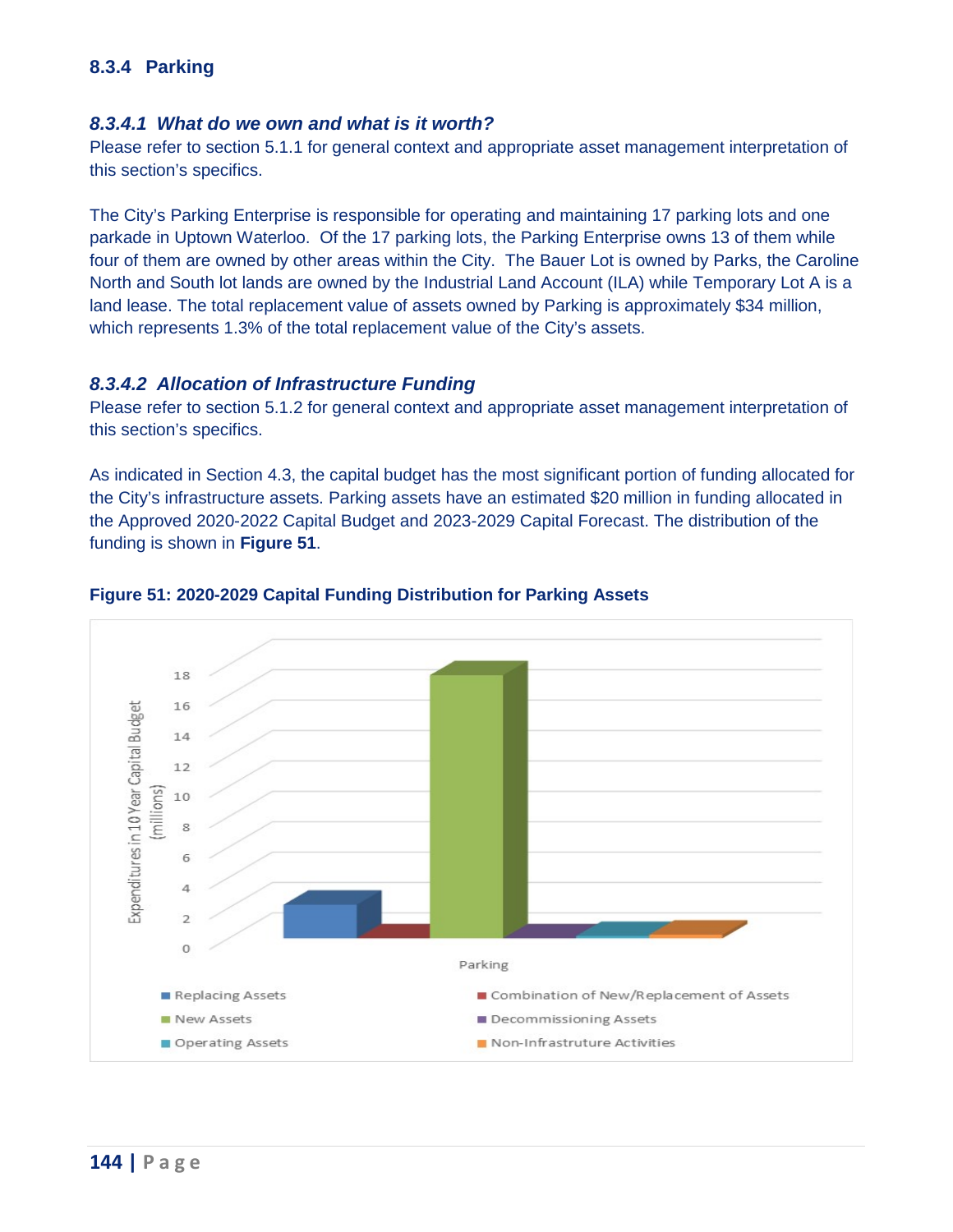### 8.3.4 Parking

#### *8.3.4.1 What do we own and what is it worth?*

Please refer to section 5.1.1 for general context and appropriate asset management interpretation of this section's specifics.

The City's Parking Enterprise is responsible for operating and maintaining 17 parking lots and one parkade in Uptown Waterloo. Of the 17 parking lots, the Parking Enterprise owns 13 of them while four of them are owned by other areas within the City. The Bauer Lot is owned by Parks, the Caroline North and South lot lands are owned by the Industrial Land Account (ILA) while Temporary Lot A is a land lease. The total replacement value of assets owned by Parking is approximately $34 million, which represents 1.3% of the total replacement value of the City's assets.

#### *8.3.4.2 Allocation of Infrastructure Funding*

Please refer to section 5.1.2 for general context and appropriate asset management interpretation of this section's specifics.

As indicated in Section 4.3, the capital budget has the most significant portion of funding allocated for the City's infrastructure assets. Parking assets have an estimated $20 million in funding allocated in the Approved 2020-2022 Capital Budget and 2023-2029 Capital Forecast. The distribution of the funding is shown in **Figure 51**.

**Figure 51: 2020-2029 Capital Funding Distribution for Parking Assets**

Expenditures in 10 Year Capital Budget (millions)

Parking

- Replacing Assets
- Combination of New/Replacement of Assets
- New Assets
- Decommissioning Assets
- Operating Assets
- Non-Infrastruture Activities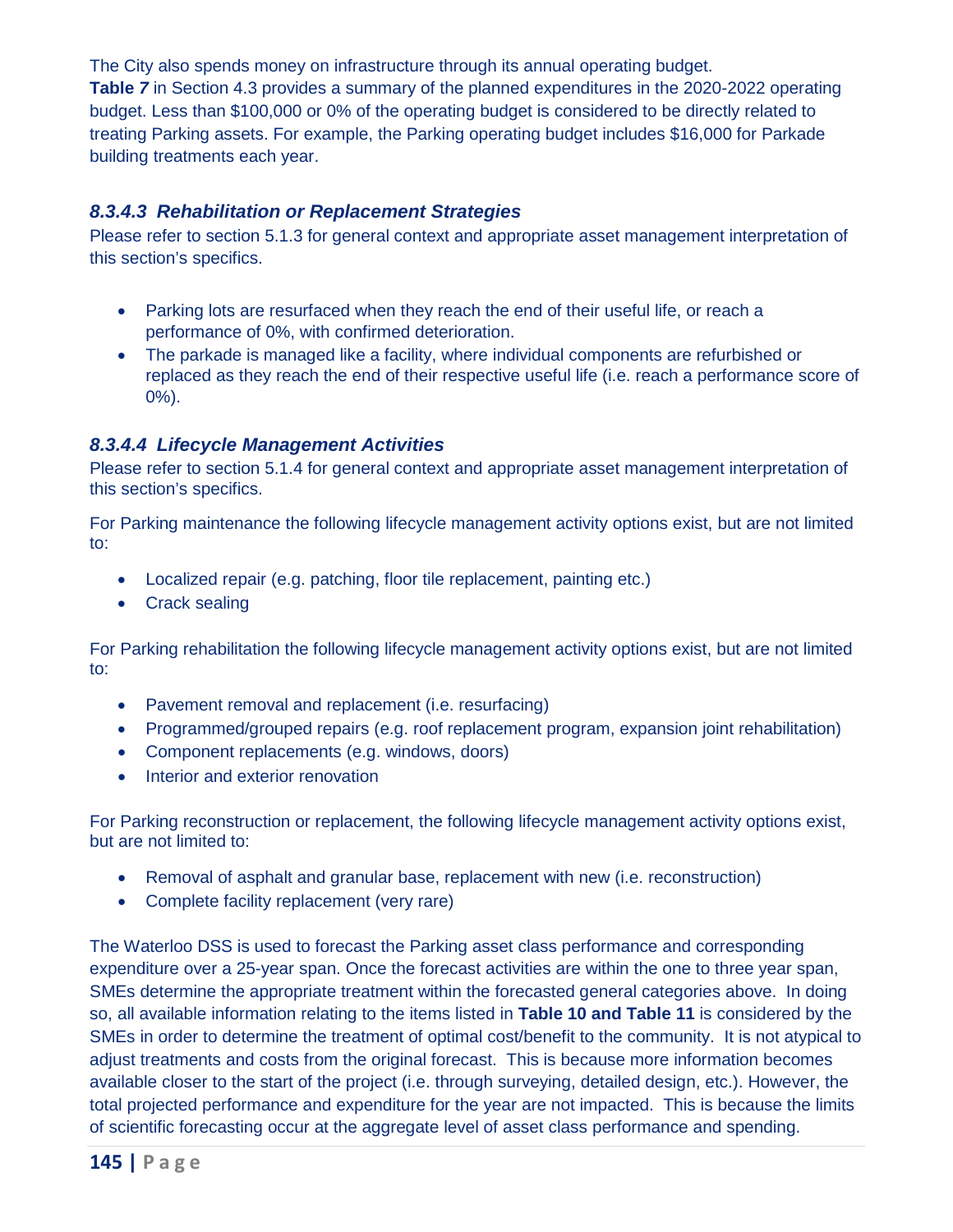The City also spends money on infrastructure through its annual operating budget. **Table *7*** in Section 4.3 provides a summary of the planned expenditures in the 2020-2022 operating budget. Less than $100,000 or 0% of the operating budget is considered to be directly related to treating Parking assets. For example, the Parking operating budget includes $16,000 for Parkade building treatments each year.

#### *8.3.4.3 Rehabilitation or Replacement Strategies*

Please refer to section 5.1.3 for general context and appropriate asset management interpretation of this section's specifics.

- Parking lots are resurfaced when they reach the end of their useful life, or reach a performance of 0%, with confirmed deterioration.
- The parkade is managed like a facility, where individual components are refurbished or replaced as they reach the end of their respective useful life (i.e. reach a performance score of 0%).

#### *8.3.4.4 Lifecycle Management Activities*

Please refer to section 5.1.4 for general context and appropriate asset management interpretation of this section's specifics.

For Parking maintenance the following lifecycle management activity options exist, but are not limited to:

- Localized repair (e.g. patching, floor tile replacement, painting etc.)
- Crack sealing

For Parking rehabilitation the following lifecycle management activity options exist, but are not limited to:

- Pavement removal and replacement (i.e. resurfacing)
- Programmed/grouped repairs (e.g. roof replacement program, expansion joint rehabilitation)
- Component replacements (e.g. windows, doors)
- Interior and exterior renovation

For Parking reconstruction or replacement, the following lifecycle management activity options exist, but are not limited to:

- Removal of asphalt and granular base, replacement with new (i.e. reconstruction)
- Complete facility replacement (very rare)

The Waterloo DSS is used to forecast the Parking asset class performance and corresponding expenditure over a 25-year span. Once the forecast activities are within the one to three year span, SMEs determine the appropriate treatment within the forecasted general categories above. In doing so, all available information relating to the items listed in **Table 10 and Table 11** is considered by the SMEs in order to determine the treatment of optimal cost/benefit to the community. It is not atypical to adjust treatments and costs from the original forecast. This is because more information becomes available closer to the start of the project (i.e. through surveying, detailed design, etc.). However, the total projected performance and expenditure for the year are not impacted. This is because the limits of scientific forecasting occur at the aggregate level of asset class performance and spending.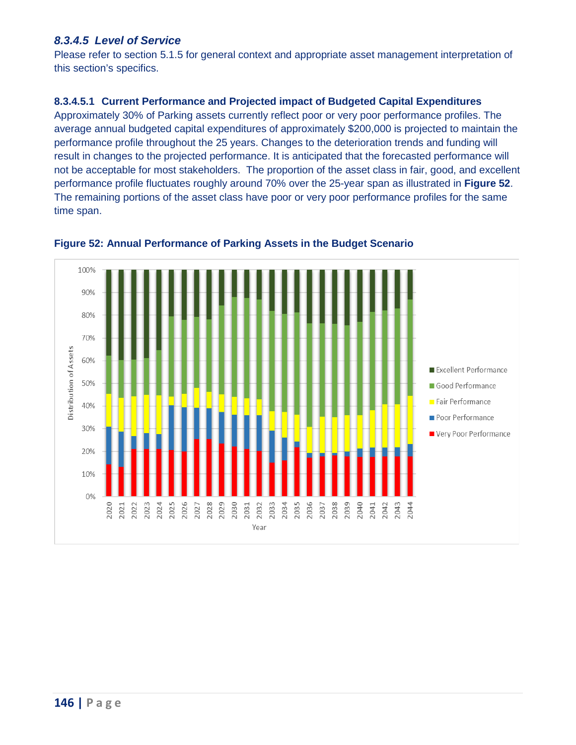### *8.3.4.5 Level of Service*

Please refer to section 5.1.5 for general context and appropriate asset management interpretation of this section's specifics.

#### 8.3.4.5.1 Current Performance and Projected impact of Budgeted Capital Expenditures

Approximately 30% of Parking assets currently reflect poor or very poor performance profiles. The average annual budgeted capital expenditures of approximately $200,000 is projected to maintain the performance profile throughout the 25 years. Changes to the deterioration trends and funding will result in changes to the projected performance. It is anticipated that the forecasted performance will not be acceptable for most stakeholders. The proportion of the asset class in fair, good, and excellent performance profile fluctuates roughly around 70% over the 25-year span as illustrated in **Figure 52**. The remaining portions of the asset class have poor or very poor performance profiles for the same time span.

**Figure 52: Annual Performance of Parking Assets in the Budget Scenario**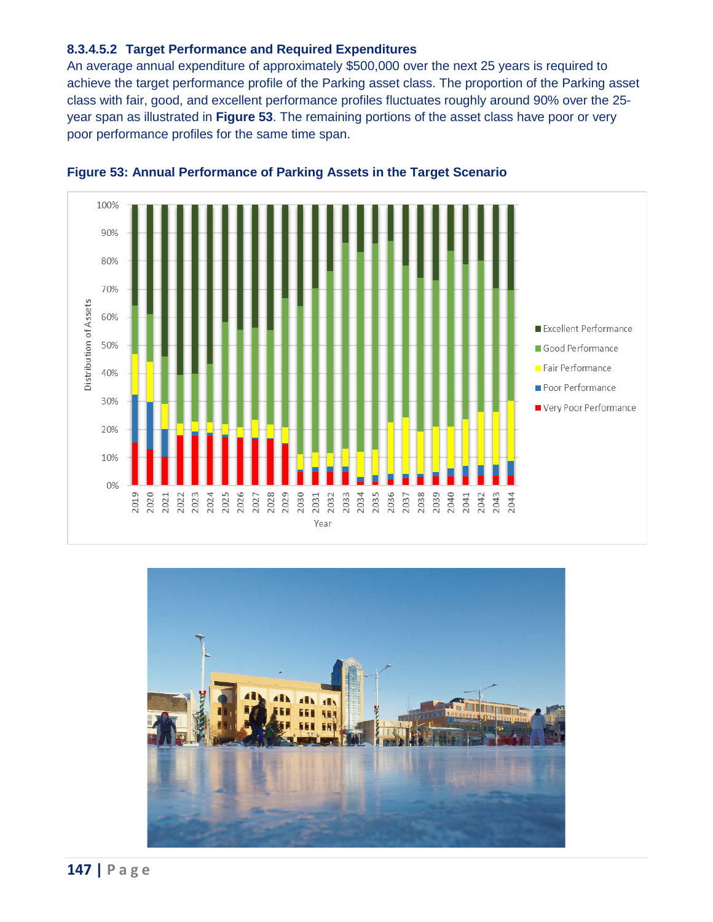#### 8.3.4.5.2 Target Performance and Required Expenditures

An average annual expenditure of approximately $500,000 over the next 25 years is required to achieve the target performance profile of the Parking asset class. The proportion of the Parking asset class with fair, good, and excellent performance profiles fluctuates roughly around 90% over the 25-year span as illustrated in **Figure 53**. The remaining portions of the asset class have poor or very poor performance profiles for the same time span.

**Figure 53: Annual Performance of Parking Assets in the Target Scenario**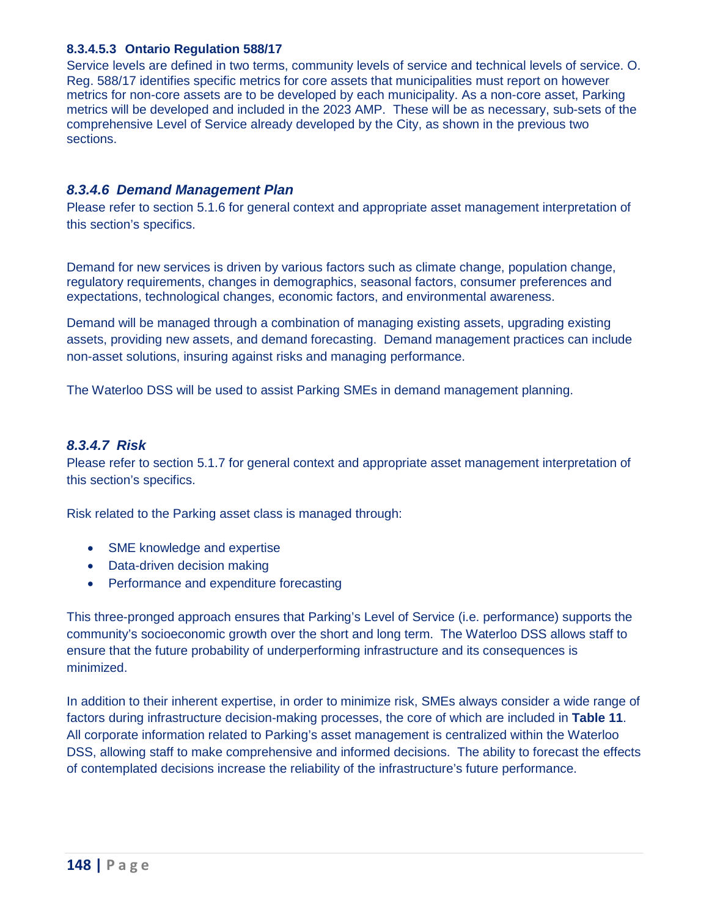#### 8.3.4.5.3 Ontario Regulation 588/17

Service levels are defined in two terms, community levels of service and technical levels of service. O. Reg. 588/17 identifies specific metrics for core assets that municipalities must report on however metrics for non-core assets are to be developed by each municipality. As a non-core asset, Parking metrics will be developed and included in the 2023 AMP. These will be as necessary, sub-sets of the comprehensive Level of Service already developed by the City, as shown in the previous two sections.

### *8.3.4.6 Demand Management Plan*

Please refer to section 5.1.6 for general context and appropriate asset management interpretation of this section's specifics.

Demand for new services is driven by various factors such as climate change, population change, regulatory requirements, changes in demographics, seasonal factors, consumer preferences and expectations, technological changes, economic factors, and environmental awareness.

Demand will be managed through a combination of managing existing assets, upgrading existing assets, providing new assets, and demand forecasting. Demand management practices can include non-asset solutions, insuring against risks and managing performance.

The Waterloo DSS will be used to assist Parking SMEs in demand management planning.

### *8.3.4.7 Risk*

Please refer to section 5.1.7 for general context and appropriate asset management interpretation of this section's specifics.

Risk related to the Parking asset class is managed through:

- SME knowledge and expertise
- Data-driven decision making
- Performance and expenditure forecasting

This three-pronged approach ensures that Parking's Level of Service (i.e. performance) supports the community's socioeconomic growth over the short and long term. The Waterloo DSS allows staff to ensure that the future probability of underperforming infrastructure and its consequences is minimized.

In addition to their inherent expertise, in order to minimize risk, SMEs always consider a wide range of factors during infrastructure decision-making processes, the core of which are included in **Table 11**. All corporate information related to Parking's asset management is centralized within the Waterloo DSS, allowing staff to make comprehensive and informed decisions. The ability to forecast the effects of contemplated decisions increase the reliability of the infrastructure's future performance.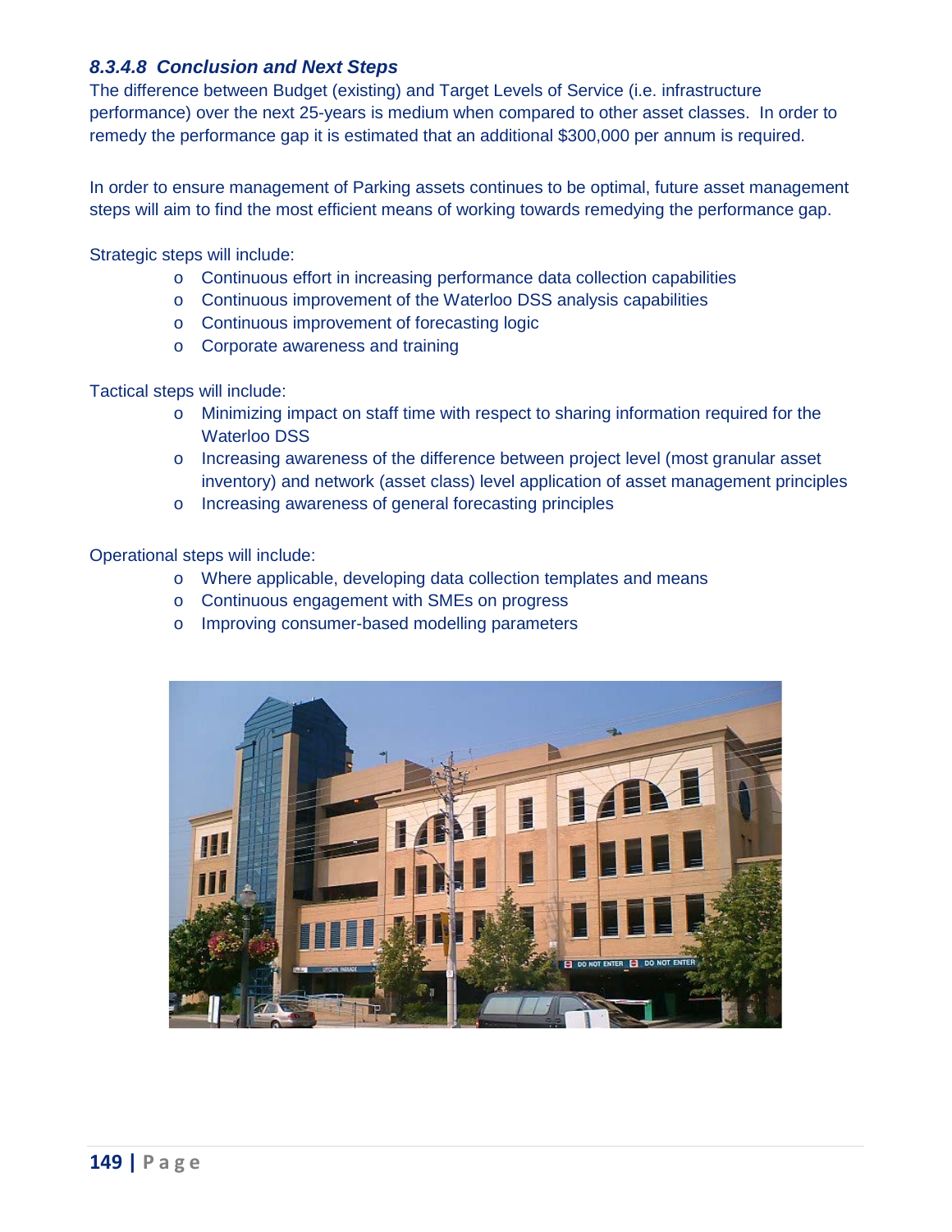#### *8.3.4.8 Conclusion and Next Steps*

The difference between Budget (existing) and Target Levels of Service (i.e. infrastructure performance) over the next 25-years is medium when compared to other asset classes. In order to remedy the performance gap it is estimated that an additional $300,000 per annum is required.

In order to ensure management of Parking assets continues to be optimal, future asset management steps will aim to find the most efficient means of working towards remedying the performance gap.

Strategic steps will include:

- Continuous effort in increasing performance data collection capabilities
- Continuous improvement of the Waterloo DSS analysis capabilities
- Continuous improvement of forecasting logic
- Corporate awareness and training

Tactical steps will include:

- Minimizing impact on staff time with respect to sharing information required for the Waterloo DSS
- Increasing awareness of the difference between project level (most granular asset inventory) and network (asset class) level application of asset management principles
- Increasing awareness of general forecasting principles

Operational steps will include:

- Where applicable, developing data collection templates and means
- Continuous engagement with SMEs on progress
- Improving consumer-based modelling parameters